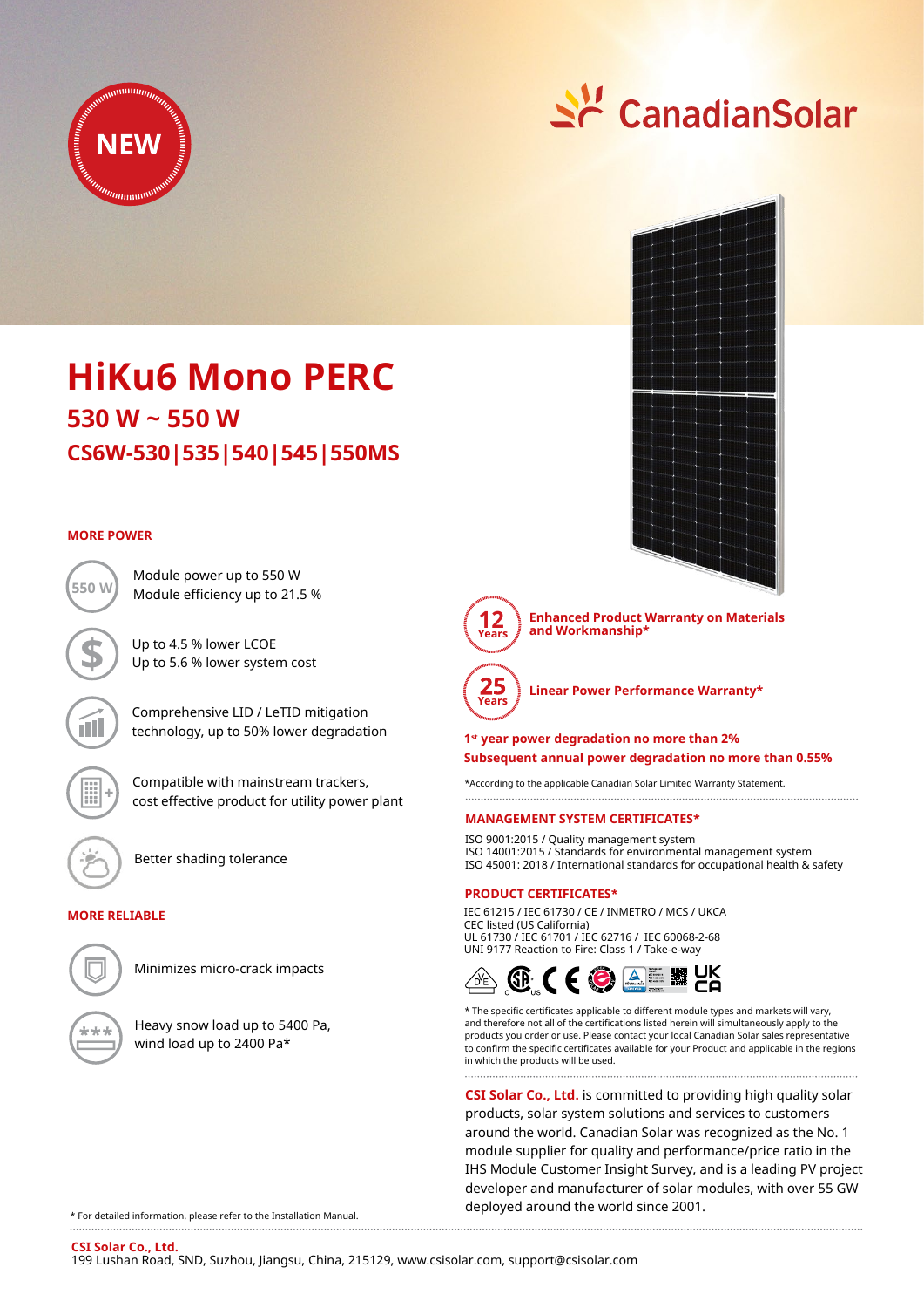NEW

CanadianSolar

# HiKu6 Mono PERC

## 530 W ~ 550 W

## CS6W-530|535|540|545|550MS

### MORE POWER

550 W — Module power up to 550 W
Module efficiency up to 21.5 %

Up to 4.5 % lower LCOE
Up to 5.6 % lower system cost

Comprehensive LID / LeTID mitigation technology, up to 50% lower degradation

Compatible with mainstream trackers, cost effective product for utility power plant

Better shading tolerance

### MORE RELIABLE

Minimizes micro-crack impacts

Heavy snow load up to 5400 Pa, wind load up to 2400 Pa*

**12 Years** — **Enhanced Product Warranty on Materials and Workmanship***

**25 Years** — **Linear Power Performance Warranty***

**1st year power degradation no more than 2%**
**Subsequent annual power degradation no more than 0.55%**

*According to the applicable Canadian Solar Limited Warranty Statement.

### MANAGEMENT SYSTEM CERTIFICATES*

ISO 9001:2015 / Quality management system
ISO 14001:2015 / Standards for environmental management system
ISO 45001: 2018 / International standards for occupational health & safety

### PRODUCT CERTIFICATES*

IEC 61215 / IEC 61730 / CE / INMETRO / MCS / UKCA
CEC listed (US California)
UL 61730 / IEC 61701 / IEC 62716 / IEC 60068-2-68
UNI 9177 Reaction to Fire: Class 1 / Take-e-way

* The specific certificates applicable to different module types and markets will vary, and therefore not all of the certifications listed herein will simultaneously apply to the products you order or use. Please contact your local Canadian Solar sales representative to confirm the specific certificates available for your Product and applicable in the regions in which the products will be used.

**CSI Solar Co., Ltd.** is committed to providing high quality solar products, solar system solutions and services to customers around the world. Canadian Solar was recognized as the No. 1 module supplier for quality and performance/price ratio in the IHS Module Customer Insight Survey, and is a leading PV project developer and manufacturer of solar modules, with over 55 GW deployed around the world since 2001.

* For detailed information, please refer to the Installation Manual.

**CSI Solar Co., Ltd.**
199 Lushan Road, SND, Suzhou, Jiangsu, China, 215129, www.csisolar.com, support@csisolar.com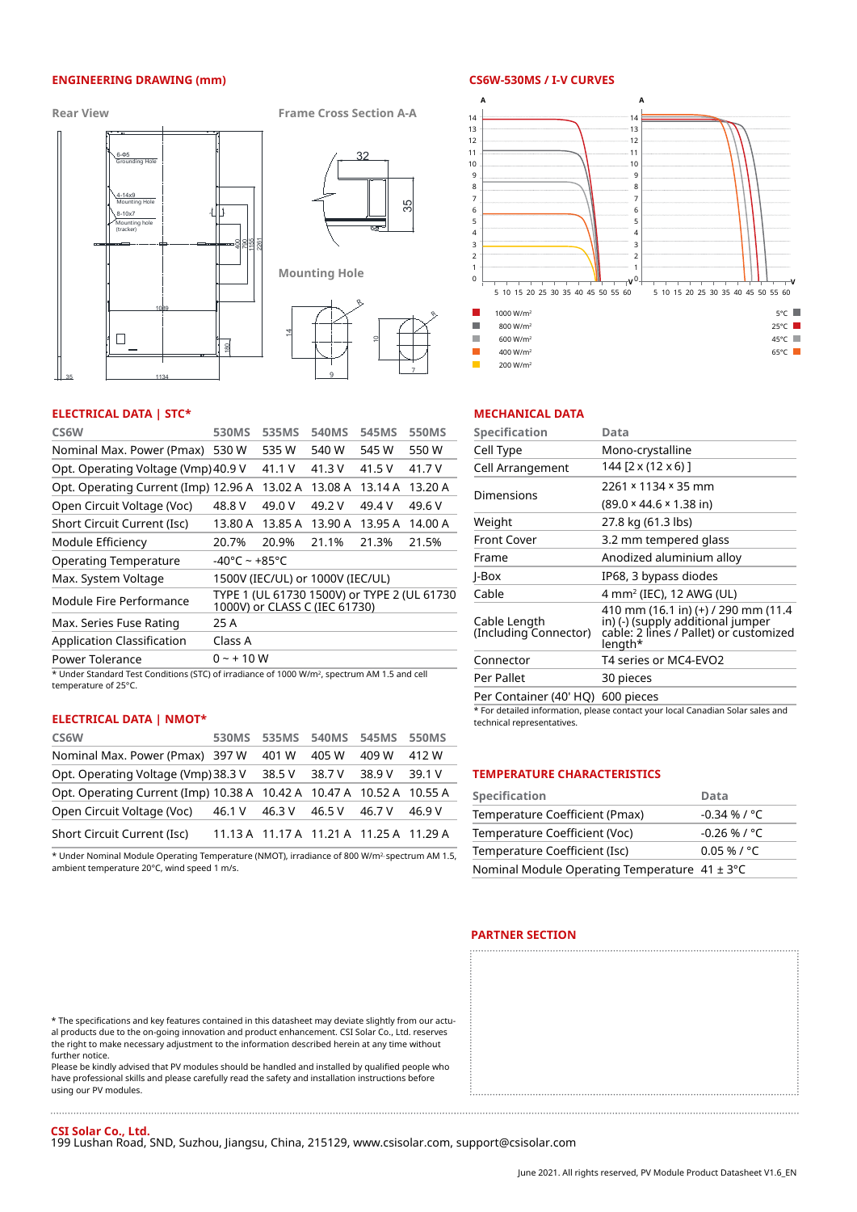## ENGINEERING DRAWING (mm)

Rear View

6-Φ5 Grounding Hole

4-14x9 Mounting Hole

8-10x7 Mounting hole (tracker)

400
790
1155
2261
1089
180
35
1134

Frame Cross Section A-A

32
35

Mounting Hole

R
14
9
R
10
7

## CS6W-530MS / I-V CURVES

A
14
13
12
11
10
9
8
7
6
5
4
3
2
1
0
V
5 10 15 20 25 30 35 40 45 50 55 60

A
14
13
12
11
10
9
8
7
6
5
4
3
2
1
0
V
5 10 15 20 25 30 35 40 45 50 55 60

1000 W/m²
800 W/m²
600 W/m²
400 W/m²
200 W/m²

5°C
25°C
45°C
65°C

## ELECTRICAL DATA | STC*

| CS6W | 530MS | 535MS | 540MS | 545MS | 550MS |
|---|---|---|---|---|---|
| Nominal Max. Power (Pmax) | 530 W | 535 W | 540 W | 545 W | 550 W |
| Opt. Operating Voltage (Vmp) | 40.9 V | 41.1 V | 41.3 V | 41.5 V | 41.7 V |
| Opt. Operating Current (Imp) | 12.96 A | 13.02 A | 13.08 A | 13.14 A | 13.20 A |
| Open Circuit Voltage (Voc) | 48.8 V | 49.0 V | 49.2 V | 49.4 V | 49.6 V |
| Short Circuit Current (Isc) | 13.80 A | 13.85 A | 13.90 A | 13.95 A | 14.00 A |
| Module Efficiency | 20.7% | 20.9% | 21.1% | 21.3% | 21.5% |
| Operating Temperature | -40°C ~ +85°C | | | | |
| Max. System Voltage | 1500V (IEC/UL) or 1000V (IEC/UL) | | | | |
| Module Fire Performance | TYPE 1 (UL 61730 1500V) or TYPE 2 (UL 61730 1000V) or CLASS C (IEC 61730) | | | | |
| Max. Series Fuse Rating | 25 A | | | | |
| Application Classification | Class A | | | | |
| Power Tolerance | 0 ~ + 10 W | | | | |

* Under Standard Test Conditions (STC) of irradiance of 1000 W/m², spectrum AM 1.5 and cell temperature of 25°C.

## ELECTRICAL DATA | NMOT*

| CS6W | 530MS | 535MS | 540MS | 545MS | 550MS |
|---|---|---|---|---|---|
| Nominal Max. Power (Pmax) | 397 W | 401 W | 405 W | 409 W | 412 W |
| Opt. Operating Voltage (Vmp) | 38.3 V | 38.5 V | 38.7 V | 38.9 V | 39.1 V |
| Opt. Operating Current (Imp) | 10.38 A | 10.42 A | 10.47 A | 10.52 A | 10.55 A |
| Open Circuit Voltage (Voc) | 46.1 V | 46.3 V | 46.5 V | 46.7 V | 46.9 V |
| Short Circuit Current (Isc) | 11.13 A | 11.17 A | 11.21 A | 11.25 A | 11.29 A |

* Under Nominal Module Operating Temperature (NMOT), irradiance of 800 W/m² spectrum AM 1.5, ambient temperature 20°C, wind speed 1 m/s.

## MECHANICAL DATA

| Specification | Data |
|---|---|
| Cell Type | Mono-crystalline |
| Cell Arrangement | 144 [2 x (12 x 6) ] |
| Dimensions | 2261 × 1134 × 35 mm (89.0 × 44.6 × 1.38 in) |
| Weight | 27.8 kg (61.3 lbs) |
| Front Cover | 3.2 mm tempered glass |
| Frame | Anodized aluminium alloy |
| J-Box | IP68, 3 bypass diodes |
| Cable | 4 mm² (IEC), 12 AWG (UL) |
| Cable Length (Including Connector) | 410 mm (16.1 in) (+) / 290 mm (11.4 in) (-) (supply additional jumper cable: 2 lines / Pallet) or customized length* |
| Connector | T4 series or MC4-EVO2 |
| Per Pallet | 30 pieces |
| Per Container (40' HQ) | 600 pieces |

* For detailed information, please contact your local Canadian Solar sales and technical representatives.

## TEMPERATURE CHARACTERISTICS

| Specification | Data |
|---|---|
| Temperature Coefficient (Pmax) | -0.34 % / °C |
| Temperature Coefficient (Voc) | -0.26 % / °C |
| Temperature Coefficient (Isc) | 0.05 % / °C |
| Nominal Module Operating Temperature | 41 ± 3°C |

## PARTNER SECTION

* The specifications and key features contained in this datasheet may deviate slightly from our actual products due to the on-going innovation and product enhancement. CSI Solar Co., Ltd. reserves the right to make necessary adjustment to the information described herein at any time without further notice.
Please be kindly advised that PV modules should be handled and installed by qualified people who have professional skills and please carefully read the safety and installation instructions before using our PV modules.

**CSI Solar Co., Ltd.**
199 Lushan Road, SND, Suzhou, Jiangsu, China, 215129, www.csisolar.com, support@csisolar.com

June 2021. All rights reserved, PV Module Product Datasheet V1.6_EN